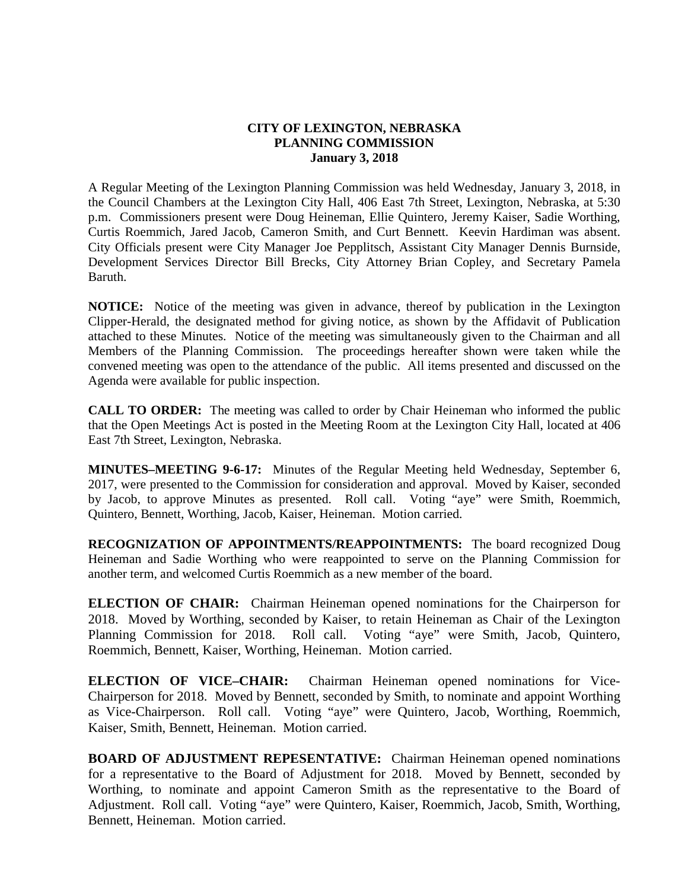# CITY OF LEXINGTON, NEBRASKA
## PLANNING COMMISSION
### January 3, 2018

A Regular Meeting of the Lexington Planning Commission was held Wednesday, January 3, 2018, in the Council Chambers at the Lexington City Hall, 406 East 7th Street, Lexington, Nebraska, at 5:30 p.m. Commissioners present were Doug Heineman, Ellie Quintero, Jeremy Kaiser, Sadie Worthing, Curtis Roemmich, Jared Jacob, Cameron Smith, and Curt Bennett. Keevin Hardiman was absent. City Officials present were City Manager Joe Pepplitsch, Assistant City Manager Dennis Burnside, Development Services Director Bill Brecks, City Attorney Brian Copley, and Secretary Pamela Baruth.

**NOTICE:** Notice of the meeting was given in advance, thereof by publication in the Lexington Clipper-Herald, the designated method for giving notice, as shown by the Affidavit of Publication attached to these Minutes. Notice of the meeting was simultaneously given to the Chairman and all Members of the Planning Commission. The proceedings hereafter shown were taken while the convened meeting was open to the attendance of the public. All items presented and discussed on the Agenda were available for public inspection.

**CALL TO ORDER:** The meeting was called to order by Chair Heineman who informed the public that the Open Meetings Act is posted in the Meeting Room at the Lexington City Hall, located at 406 East 7th Street, Lexington, Nebraska.

**MINUTES–MEETING 9-6-17:** Minutes of the Regular Meeting held Wednesday, September 6, 2017, were presented to the Commission for consideration and approval. Moved by Kaiser, seconded by Jacob, to approve Minutes as presented. Roll call. Voting "aye" were Smith, Roemmich, Quintero, Bennett, Worthing, Jacob, Kaiser, Heineman. Motion carried.

**RECOGNIZATION OF APPOINTMENTS/REAPPOINTMENTS:** The board recognized Doug Heineman and Sadie Worthing who were reappointed to serve on the Planning Commission for another term, and welcomed Curtis Roemmich as a new member of the board.

**ELECTION OF CHAIR:** Chairman Heineman opened nominations for the Chairperson for 2018. Moved by Worthing, seconded by Kaiser, to retain Heineman as Chair of the Lexington Planning Commission for 2018. Roll call. Voting "aye" were Smith, Jacob, Quintero, Roemmich, Bennett, Kaiser, Worthing, Heineman. Motion carried.

**ELECTION OF VICE–CHAIR:** Chairman Heineman opened nominations for Vice-Chairperson for 2018. Moved by Bennett, seconded by Smith, to nominate and appoint Worthing as Vice-Chairperson. Roll call. Voting "aye" were Quintero, Jacob, Worthing, Roemmich, Kaiser, Smith, Bennett, Heineman. Motion carried.

**BOARD OF ADJUSTMENT REPESENTATIVE:** Chairman Heineman opened nominations for a representative to the Board of Adjustment for 2018. Moved by Bennett, seconded by Worthing, to nominate and appoint Cameron Smith as the representative to the Board of Adjustment. Roll call. Voting "aye" were Quintero, Kaiser, Roemmich, Jacob, Smith, Worthing, Bennett, Heineman. Motion carried.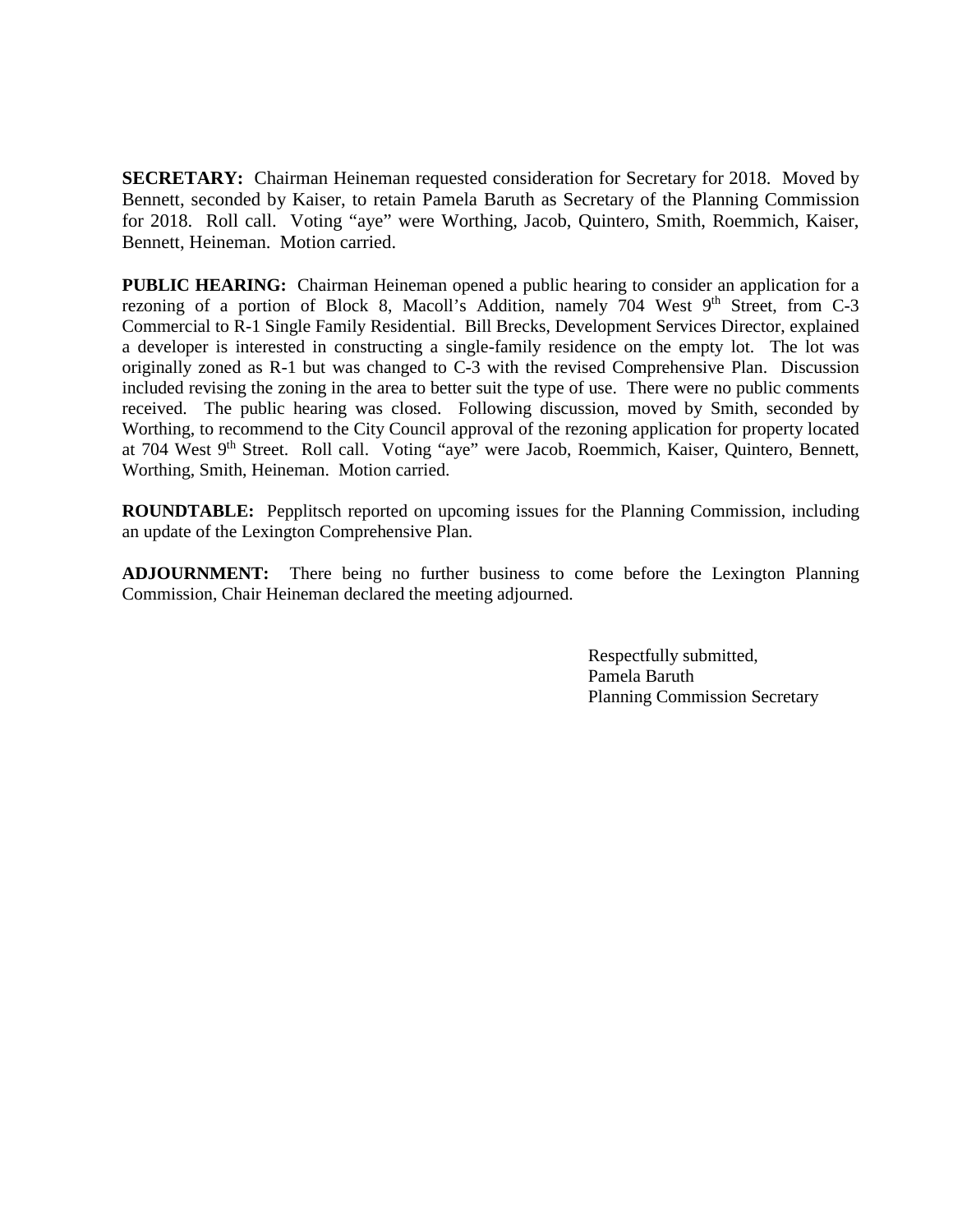**SECRETARY:** Chairman Heineman requested consideration for Secretary for 2018. Moved by Bennett, seconded by Kaiser, to retain Pamela Baruth as Secretary of the Planning Commission for 2018. Roll call. Voting "aye" were Worthing, Jacob, Quintero, Smith, Roemmich, Kaiser, Bennett, Heineman. Motion carried.

**PUBLIC HEARING:** Chairman Heineman opened a public hearing to consider an application for a rezoning of a portion of Block 8, Macoll's Addition, namely 704 West 9th Street, from C-3 Commercial to R-1 Single Family Residential. Bill Brecks, Development Services Director, explained a developer is interested in constructing a single-family residence on the empty lot. The lot was originally zoned as R-1 but was changed to C-3 with the revised Comprehensive Plan. Discussion included revising the zoning in the area to better suit the type of use. There were no public comments received. The public hearing was closed. Following discussion, moved by Smith, seconded by Worthing, to recommend to the City Council approval of the rezoning application for property located at 704 West 9th Street. Roll call. Voting "aye" were Jacob, Roemmich, Kaiser, Quintero, Bennett, Worthing, Smith, Heineman. Motion carried.

**ROUNDTABLE:** Pepplitsch reported on upcoming issues for the Planning Commission, including an update of the Lexington Comprehensive Plan.

**ADJOURNMENT:** There being no further business to come before the Lexington Planning Commission, Chair Heineman declared the meeting adjourned.

Respectfully submitted,  
Pamela Baruth  
Planning Commission Secretary